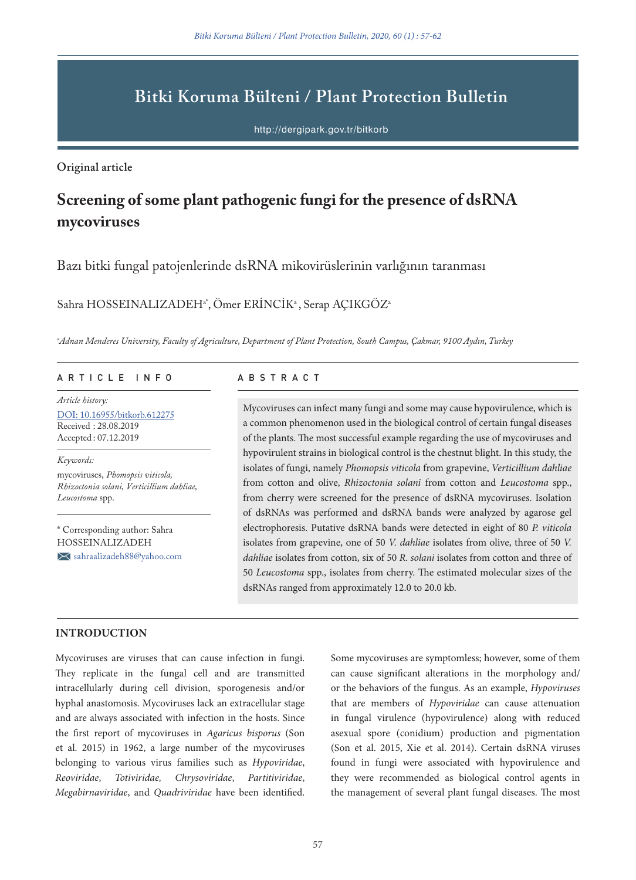# Bitki Koruma Bülteni / Plant Protection Bulletin

http://dergipark.gov.tr/bitkorb

**Original article**

## Screening of some plant pathogenic fungi for the presence of dsRNA mycoviruses

Bazı bitki fungal patojenlerinde dsRNA mikovirüslerinin varlığının taranması

Sahra HOSSEINALIZADEH[a*], Ömer ERİNCİK[a], Serap AÇIKGÖZ[a]

[a]*Adnan Menderes University, Faculty of Agriculture, Department of Plant Protection, South Campus, Çakmar, 9100 Aydın, Turkey*

### ARTICLE INFO

*Article history:*
DOI: 10.16955/bitkorb.612275
Received : 28.08.2019
Accepted : 07.12.2019

*Keywords:*
mycoviruses, *Phomopsis viticola, Rhizoctonia solani, Verticillium dahliae, Leucostoma* spp.

\* Corresponding author: Sahra HOSSEINALIZADEH
sahraalizadeh88@yahoo.com

### ABSTRACT

Mycoviruses can infect many fungi and some may cause hypovirulence, which is a common phenomenon used in the biological control of certain fungal diseases of the plants. The most successful example regarding the use of mycoviruses and hypovirulent strains in biological control is the chestnut blight. In this study, the isolates of fungi, namely *Phomopsis viticola* from grapevine, *Verticillium dahliae* from cotton and olive, *Rhizoctonia solani* from cotton and *Leucostoma* spp., from cherry were screened for the presence of dsRNA mycoviruses. Isolation of dsRNAs was performed and dsRNA bands were analyzed by agarose gel electrophoresis. Putative dsRNA bands were detected in eight of 80 *P. viticola* isolates from grapevine, one of 50 *V. dahliae* isolates from olive, three of 50 *V. dahliae* isolates from cotton, six of 50 *R. solani* isolates from cotton and three of 50 *Leucostoma* spp., isolates from cherry. The estimated molecular sizes of the dsRNAs ranged from approximately 12.0 to 20.0 kb.

## INTRODUCTION

Mycoviruses are viruses that can cause infection in fungi. They replicate in the fungal cell and are transmitted intracellularly during cell division, sporogenesis and/or hyphal anastomosis. Mycoviruses lack an extracellular stage and are always associated with infection in the hosts. Since the first report of mycoviruses in *Agaricus bisporus* (Son et al. 2015) in 1962, a large number of the mycoviruses belonging to various virus families such as *Hypoviridae*, *Reoviridae*, *Totiviridae*, *Chrysoviridae*, *Partitiviridae*, *Megabirnaviridae*, and *Quadriviridae* have been identified. Some mycoviruses are symptomless; however, some of them can cause significant alterations in the morphology and/or the behaviors of the fungus. As an example, *Hypoviruses* that are members of *Hypoviridae* can cause attenuation in fungal virulence (hypovirulence) along with reduced asexual spore (conidium) production and pigmentation (Son et al. 2015, Xie et al. 2014). Certain dsRNA viruses found in fungi were associated with hypovirulence and they were recommended as biological control agents in the management of several plant fungal diseases. The most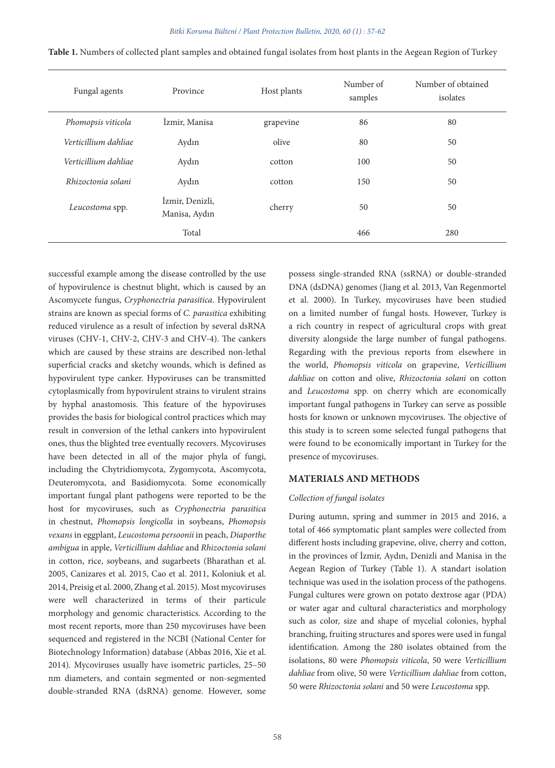**Table 1.** Numbers of collected plant samples and obtained fungal isolates from host plants in the Aegean Region of Turkey

| Fungal agents | Province | Host plants | Number of samples | Number of obtained isolates |
|---|---|---|---|---|
| *Phomopsis viticola* | İzmir, Manisa | grapevine | 86 | 80 |
| *Verticillium dahliae* | Aydın | olive | 80 | 50 |
| *Verticillium dahliae* | Aydın | cotton | 100 | 50 |
| *Rhizoctonia solani* | Aydın | cotton | 150 | 50 |
| *Leucostoma* spp. | İzmir, Denizli, Manisa, Aydın | cherry | 50 | 50 |
| | Total | | 466 | 280 |

successful example among the disease controlled by the use of hypovirulence is chestnut blight, which is caused by an Ascomycete fungus, *Cryphonectria parasitica*. Hypovirulent strains are known as special forms of *C. parasitica* exhibiting reduced virulence as a result of infection by several dsRNA viruses (CHV-1, CHV-2, CHV-3 and CHV-4). The cankers which are caused by these strains are described non-lethal superficial cracks and sketchy wounds, which is defined as hypovirulent type canker. Hypoviruses can be transmitted cytoplasmically from hypovirulent strains to virulent strains by hyphal anastomosis. This feature of the hypoviruses provides the basis for biological control practices which may result in conversion of the lethal cankers into hypovirulent ones, thus the blighted tree eventually recovers. Mycoviruses have been detected in all of the major phyla of fungi, including the Chytridiomycota, Zygomycota, Ascomycota, Deuteromycota, and Basidiomycota. Some economically important fungal plant pathogens were reported to be the host for mycoviruses, such as *Cryphonectria parasitica* in chestnut, *Phomopsis longicolla* in soybeans, *Phomopsis vexans* in eggplant, *Leucostoma persoonii* in peach, *Diaporthe ambigua* in apple, *Verticillium dahliae* and *Rhizoctonia solani* in cotton, rice, soybeans, and sugarbeets (Bharathan et al. 2005, Canizares et al. 2015, Cao et al. 2011, Koloniuk et al. 2014, Preisig et al. 2000, Zhang et al. 2015). Most mycoviruses were well characterized in terms of their particule morphology and genomic characteristics. According to the most recent reports, more than 250 mycoviruses have been sequenced and registered in the NCBI (National Center for Biotechnology Information) database (Abbas 2016, Xie et al. 2014). Mycoviruses usually have isometric particles, 25–50 nm diameters, and contain segmented or non-segmented double-stranded RNA (dsRNA) genome. However, some possess single-stranded RNA (ssRNA) or double-stranded DNA (dsDNA) genomes (Jiang et al. 2013, Van Regenmortel et al. 2000). In Turkey, mycoviruses have been studied on a limited number of fungal hosts. However, Turkey is a rich country in respect of agricultural crops with great diversity alongside the large number of fungal pathogens. Regarding with the previous reports from elsewhere in the world, *Phomopsis viticola* on grapevine, *Verticillium dahliae* on cotton and olive, *Rhizoctonia solani* on cotton and *Leucostoma* spp. on cherry which are economically important fungal pathogens in Turkey can serve as possible hosts for known or unknown mycoviruses. The objective of this study is to screen some selected fungal pathogens that were found to be economically important in Turkey for the presence of mycoviruses.

## MATERIALS AND METHODS

### *Collection of fungal isolates*

During autumn, spring and summer in 2015 and 2016, a total of 466 symptomatic plant samples were collected from different hosts including grapevine, olive, cherry and cotton, in the provinces of İzmir, Aydın, Denizli and Manisa in the Aegean Region of Turkey (Table 1). A standart isolation technique was used in the isolation process of the pathogens. Fungal cultures were grown on potato dextrose agar (PDA) or water agar and cultural characteristics and morphology such as color, size and shape of mycelial colonies, hyphal branching, fruiting structures and spores were used in fungal identification. Among the 280 isolates obtained from the isolations, 80 were *Phomopsis viticola*, 50 were *Verticillium dahliae* from olive, 50 were *Verticillium dahliae* from cotton, 50 were *Rhizoctonia solani* and 50 were *Leucostoma* spp.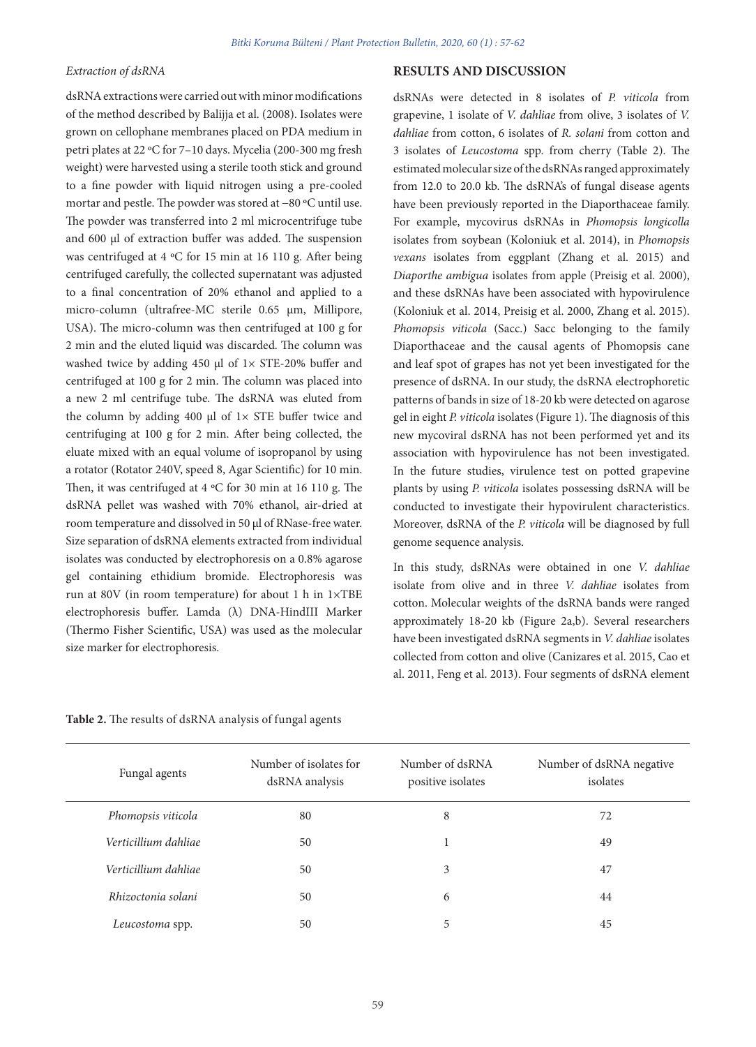*Extraction of dsRNA*

dsRNA extractions were carried out with minor modifications of the method described by Balijja et al. (2008). Isolates were grown on cellophane membranes placed on PDA medium in petri plates at 22 ºC for 7–10 days. Mycelia (200-300 mg fresh weight) were harvested using a sterile tooth stick and ground to a fine powder with liquid nitrogen using a pre-cooled mortar and pestle. The powder was stored at −80 ºC until use. The powder was transferred into 2 ml microcentrifuge tube and 600 µl of extraction buffer was added. The suspension was centrifuged at 4 ºC for 15 min at 16 110 g. After being centrifuged carefully, the collected supernatant was adjusted to a final concentration of 20% ethanol and applied to a micro-column (ultrafree-MC sterile 0.65 µm, Millipore, USA). The micro-column was then centrifuged at 100 g for 2 min and the eluted liquid was discarded. The column was washed twice by adding 450 µl of 1× STE-20% buffer and centrifuged at 100 g for 2 min. The column was placed into a new 2 ml centrifuge tube. The dsRNA was eluted from the column by adding 400 µl of 1× STE buffer twice and centrifuging at 100 g for 2 min. After being collected, the eluate mixed with an equal volume of isopropanol by using a rotator (Rotator 240V, speed 8, Agar Scientific) for 10 min. Then, it was centrifuged at 4 ºC for 30 min at 16 110 g. The dsRNA pellet was washed with 70% ethanol, air-dried at room temperature and dissolved in 50 µl of RNase-free water. Size separation of dsRNA elements extracted from individual isolates was conducted by electrophoresis on a 0.8% agarose gel containing ethidium bromide. Electrophoresis was run at 80V (in room temperature) for about 1 h in 1×TBE electrophoresis buffer. Lamda (λ) DNA-HindIII Marker (Thermo Fisher Scientific, USA) was used as the molecular size marker for electrophoresis.

## RESULTS AND DISCUSSION

dsRNAs were detected in 8 isolates of *P. viticola* from grapevine, 1 isolate of *V. dahliae* from olive, 3 isolates of *V. dahliae* from cotton, 6 isolates of *R. solani* from cotton and 3 isolates of *Leucostoma* spp. from cherry (Table 2). The estimated molecular size of the dsRNAs ranged approximately from 12.0 to 20.0 kb. The dsRNA's of fungal disease agents have been previously reported in the Diaporthaceae family. For example, mycovirus dsRNAs in *Phomopsis longicolla* isolates from soybean (Koloniuk et al. 2014), in *Phomopsis vexans* isolates from eggplant (Zhang et al. 2015) and *Diaporthe ambigua* isolates from apple (Preisig et al. 2000), and these dsRNAs have been associated with hypovirulence (Koloniuk et al. 2014, Preisig et al. 2000, Zhang et al. 2015). *Phomopsis viticola* (Sacc.) Sacc belonging to the family Diaporthaceae and the causal agents of Phomopsis cane and leaf spot of grapes has not yet been investigated for the presence of dsRNA. In our study, the dsRNA electrophoretic patterns of bands in size of 18-20 kb were detected on agarose gel in eight *P. viticola* isolates (Figure 1). The diagnosis of this new mycoviral dsRNA has not been performed yet and its association with hypovirulence has not been investigated. In the future studies, virulence test on potted grapevine plants by using *P. viticola* isolates possessing dsRNA will be conducted to investigate their hypovirulent characteristics. Moreover, dsRNA of the *P. viticola* will be diagnosed by full genome sequence analysis.

In this study, dsRNAs were obtained in one *V. dahliae* isolate from olive and in three *V. dahliae* isolates from cotton. Molecular weights of the dsRNA bands were ranged approximately 18-20 kb (Figure 2a,b). Several researchers have been investigated dsRNA segments in *V. dahliae* isolates collected from cotton and olive (Canizares et al. 2015, Cao et al. 2011, Feng et al. 2013). Four segments of dsRNA element

**Table 2.** The results of dsRNA analysis of fungal agents

| Fungal agents | Number of isolates for dsRNA analysis | Number of dsRNA positive isolates | Number of dsRNA negative isolates |
|---|---|---|---|
| *Phomopsis viticola* | 80 | 8 | 72 |
| *Verticillium dahliae* | 50 | 1 | 49 |
| *Verticillium dahliae* | 50 | 3 | 47 |
| *Rhizoctonia solani* | 50 | 6 | 44 |
| *Leucostoma* spp. | 50 | 5 | 45 |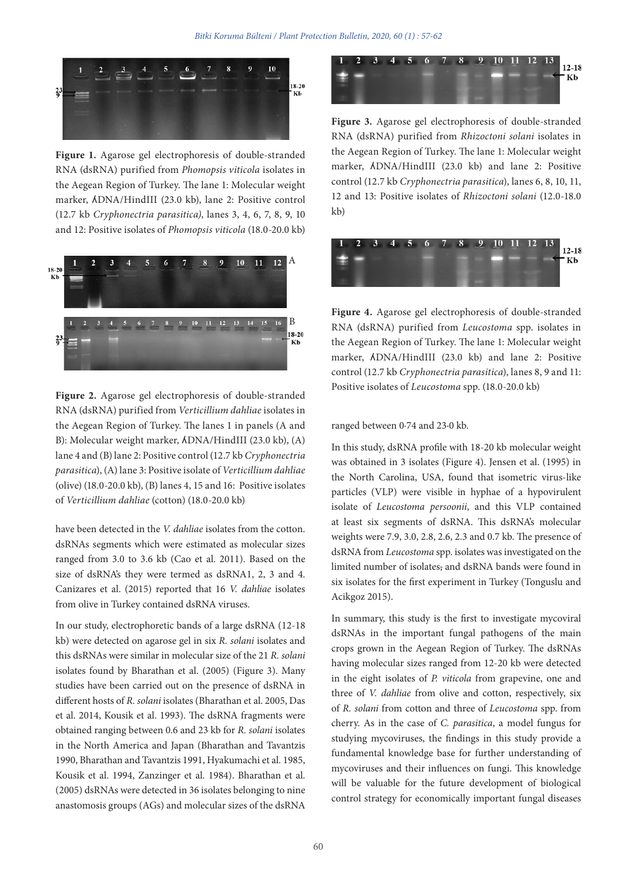**Figure 1.** Agarose gel electrophoresis of double-stranded RNA (dsRNA) purified from *Phomopsis viticola* isolates in the Aegean Region of Turkey. The lane 1: Molecular weight marker, ʎDNA/HindIII (23.0 kb), lane 2: Positive control (12.7 kb *Cryphonectria parasitica)*, lanes 3, 4, 6, 7, 8, 9, 10 and 12: Positive isolates of *Phomopsis viticola* (18.0-20.0 kb)

**Figure 2.** Agarose gel electrophoresis of double-stranded RNA (dsRNA) purified from *Verticillium dahliae* isolates in the Aegean Region of Turkey. The lanes 1 in panels (A and B): Molecular weight marker, ʎDNA/HindIII (23.0 kb), (A) lane 4 and (B) lane 2: Positive control (12.7 kb *Cryphonectria parasitica*), (A) lane 3: Positive isolate of *Verticillium dahliae* (olive) (18.0-20.0 kb), (B) lanes 4, 15 and 16: Positive isolates of *Verticillium dahliae* (cotton) (18.0-20.0 kb)

have been detected in the *V. dahliae* isolates from the cotton. dsRNAs segments which were estimated as molecular sizes ranged from 3.0 to 3.6 kb (Cao et al. 2011). Based on the size of dsRNA's they were termed as dsRNA1, 2, 3 and 4. Canizares et al. (2015) reported that 16 *V. dahliae* isolates from olive in Turkey contained dsRNA viruses.

In our study, electrophoretic bands of a large dsRNA (12-18 kb) were detected on agarose gel in six *R. solani* isolates and this dsRNAs were similar in molecular size of the 21 *R. solani* isolates found by Bharathan et al. (2005) (Figure 3). Many studies have been carried out on the presence of dsRNA in different hosts of *R. solani* isolates (Bharathan et al. 2005, Das et al. 2014, Kousik et al. 1993). The dsRNA fragments were obtained ranging between 0.6 and 23 kb for *R. solani* isolates in the North America and Japan (Bharathan and Tavantzis 1990, Bharathan and Tavantzis 1991, Hyakumachi et al. 1985, Kousik et al. 1994, Zanzinger et al. 1984). Bharathan et al. (2005) dsRNAs were detected in 36 isolates belonging to nine anastomosis groups (AGs) and molecular sizes of the dsRNA

**Figure 3.** Agarose gel electrophoresis of double-stranded RNA (dsRNA) purified from *Rhizoctoni solani* isolates in the Aegean Region of Turkey. The lane 1: Molecular weight marker, ʎDNA/HindIII (23.0 kb) and lane 2: Positive control (12.7 kb *Cryphonectria parasitica*), lanes 6, 8, 10, 11, 12 and 13: Positive isolates of *Rhizoctoni solani* (12.0-18.0 kb)

**Figure 4.** Agarose gel electrophoresis of double-stranded RNA (dsRNA) purified from *Leucostoma* spp. isolates in the Aegean Region of Turkey. The lane 1: Molecular weight marker, ʎDNA/HindIII (23.0 kb) and lane 2: Positive control (12.7 kb *Cryphonectria parasitica*), lanes 8, 9 and 11: Positive isolates of *Leucostoma* spp. (18.0-20.0 kb)

ranged between 0·74 and 23·0 kb.

In this study, dsRNA profile with 18-20 kb molecular weight was obtained in 3 isolates (Figure 4). Jensen et al. (1995) in the North Carolina, USA, found that isometric virus-like particles (VLP) were visible in hyphae of a hypovirulent isolate of *Leucostoma persoonii*, and this VLP contained at least six segments of dsRNA. This dsRNA's molecular weights were 7.9, 3.0, 2.8, 2.6, 2.3 and 0.7 kb. The presence of dsRNA from *Leucostoma* spp. isolates was investigated on the limited number of isolates, and dsRNA bands were found in six isolates for the first experiment in Turkey (Tonguslu and Acikgoz 2015).

In summary, this study is the first to investigate mycoviral dsRNAs in the important fungal pathogens of the main crops grown in the Aegean Region of Turkey. The dsRNAs having molecular sizes ranged from 12-20 kb were detected in the eight isolates of *P. viticola* from grapevine, one and three of *V. dahliae* from olive and cotton, respectively, six of *R. solani* from cotton and three of *Leucostoma* spp. from cherry. As in the case of *C. parasitica*, a model fungus for studying mycoviruses, the findings in this study provide a fundamental knowledge base for further understanding of mycoviruses and their influences on fungi. This knowledge will be valuable for the future development of biological control strategy for economically important fungal diseases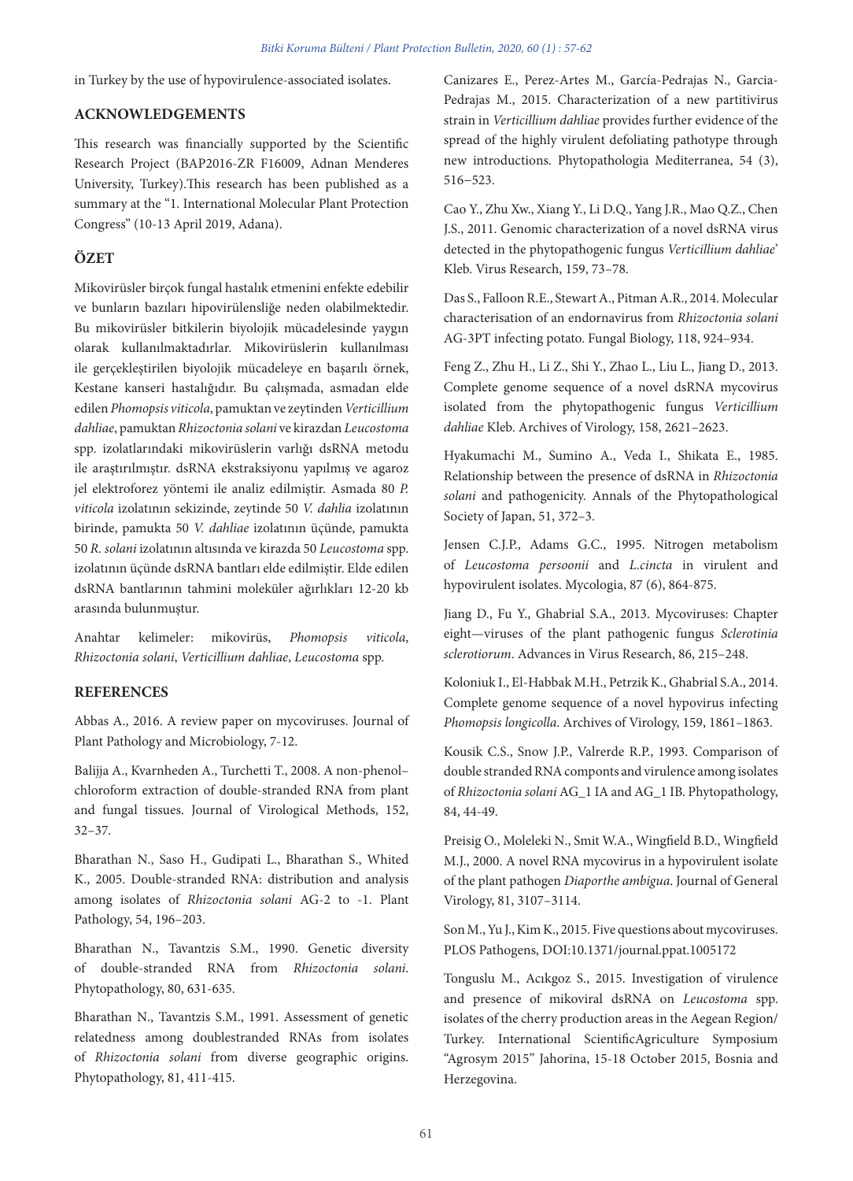in Turkey by the use of hypovirulence-associated isolates.

## ACKNOWLEDGEMENTS

This research was financially supported by the Scientific Research Project (BAP2016-ZR F16009, Adnan Menderes University, Turkey).This research has been published as a summary at the "1. International Molecular Plant Protection Congress" (10-13 April 2019, Adana).

## ÖZET

Mikovirüsler birçok fungal hastalık etmenini enfekte edebilir ve bunların bazıları hipovirülensliğe neden olabilmektedir. Bu mikovirüsler bitkilerin biyolojik mücadelesinde yaygın olarak kullanılmaktadırlar. Mikovirüslerin kullanılması ile gerçekleştirilen biyolojik mücadeleye en başarılı örnek, Kestane kanseri hastalığıdır. Bu çalışmada, asmadan elde edilen *Phomopsis viticola*, pamuktan ve zeytinden *Verticillium dahliae*, pamuktan *Rhizoctonia solani* ve kirazdan *Leucostoma* spp. izolatlarındaki mikovirüslerin varlığı dsRNA metodu ile araştırılmıştır. dsRNA ekstraksiyonu yapılmış ve agaroz jel elektroforez yöntemi ile analiz edilmiştir. Asmada 80 *P. viticola* izolatının sekizinde, zeytinde 50 *V. dahlia* izolatının birinde, pamukta 50 *V. dahliae* izolatının üçünde, pamukta 50 *R. solani* izolatının altısında ve kirazda 50 *Leucostoma* spp. izolatının üçünde dsRNA bantları elde edilmiştir. Elde edilen dsRNA bantlarının tahmini moleküler ağırlıkları 12-20 kb arasında bulunmuştur.

Anahtar kelimeler: mikovirüs, *Phomopsis viticola*, *Rhizoctonia solani*, *Verticillium dahliae*, *Leucostoma* spp.

## REFERENCES

Abbas A., 2016. A review paper on mycoviruses. Journal of Plant Pathology and Microbiology, 7-12.

Balijja A., Kvarnheden A., Turchetti T., 2008. A non-phenol–chloroform extraction of double-stranded RNA from plant and fungal tissues. Journal of Virological Methods, 152, 32–37.

Bharathan N., Saso H., Gudipati L., Bharathan S., Whited K., 2005. Double-stranded RNA: distribution and analysis among isolates of *Rhizoctonia solani* AG-2 to -1. Plant Pathology, 54, 196–203.

Bharathan N., Tavantzis S.M., 1990. Genetic diversity of double-stranded RNA from *Rhizoctonia solani*. Phytopathology, 80, 631-635.

Bharathan N., Tavantzis S.M., 1991. Assessment of genetic relatedness among doublestranded RNAs from isolates of *Rhizoctonia solani* from diverse geographic origins. Phytopathology, 81, 411-415.

Canizares E., Perez-Artes M., García-Pedrajas N., Garcia-Pedrajas M., 2015. Characterization of a new partitivirus strain in *Verticillium dahliae* provides further evidence of the spread of the highly virulent defoliating pathotype through new introductions. Phytopathologia Mediterranea, 54 (3), 516–523.

Cao Y., Zhu Xw., Xiang Y., Li D.Q., Yang J.R., Mao Q.Z., Chen J.S., 2011. Genomic characterization of a novel dsRNA virus detected in the phytopathogenic fungus *Verticillium dahliae*' Kleb. Virus Research, 159, 73–78.

Das S., Falloon R.E., Stewart A., Pitman A.R., 2014. Molecular characterisation of an endornavirus from *Rhizoctonia solani* AG-3PT infecting potato. Fungal Biology, 118, 924–934.

Feng Z., Zhu H., Li Z., Shi Y., Zhao L., Liu L., Jiang D., 2013. Complete genome sequence of a novel dsRNA mycovirus isolated from the phytopathogenic fungus *Verticillium dahliae* Kleb. Archives of Virology, 158, 2621–2623.

Hyakumachi M., Sumino A., Veda I., Shikata E., 1985. Relationship between the presence of dsRNA in *Rhizoctonia solani* and pathogenicity. Annals of the Phytopathological Society of Japan, 51, 372–3.

Jensen C.J.P., Adams G.C., 1995. Nitrogen metabolism of *Leucostoma persoonii* and *L.cincta* in virulent and hypovirulent isolates. Mycologia, 87 (6), 864-875.

Jiang D., Fu Y., Ghabrial S.A., 2013. Mycoviruses: Chapter eight—viruses of the plant pathogenic fungus *Sclerotinia sclerotiorum*. Advances in Virus Research, 86, 215–248.

Koloniuk I., El-Habbak M.H., Petrzik K., Ghabrial S.A., 2014. Complete genome sequence of a novel hypovirus infecting *Phomopsis longicolla*. Archives of Virology, 159, 1861–1863.

Kousik C.S., Snow J.P., Valrerde R.P., 1993. Comparison of double stranded RNA componts and virulence among isolates of *Rhizoctonia solani* AG_1 IA and AG_1 IB. Phytopathology, 84, 44-49.

Preisig O., Moleleki N., Smit W.A., Wingfield B.D., Wingfield M.J., 2000. A novel RNA mycovirus in a hypovirulent isolate of the plant pathogen *Diaporthe ambigua*. Journal of General Virology, 81, 3107–3114.

Son M., Yu J., Kim K., 2015. Five questions about mycoviruses. PLOS Pathogens, DOI:10.1371/journal.ppat.1005172

Tonguslu M., Acıkgoz S., 2015. Investigation of virulence and presence of mikoviral dsRNA on *Leucostoma* spp. isolates of the cherry production areas in the Aegean Region/ Turkey. International ScientificAgriculture Symposium "Agrosym 2015" Jahorina, 15-18 October 2015, Bosnia and Herzegovina.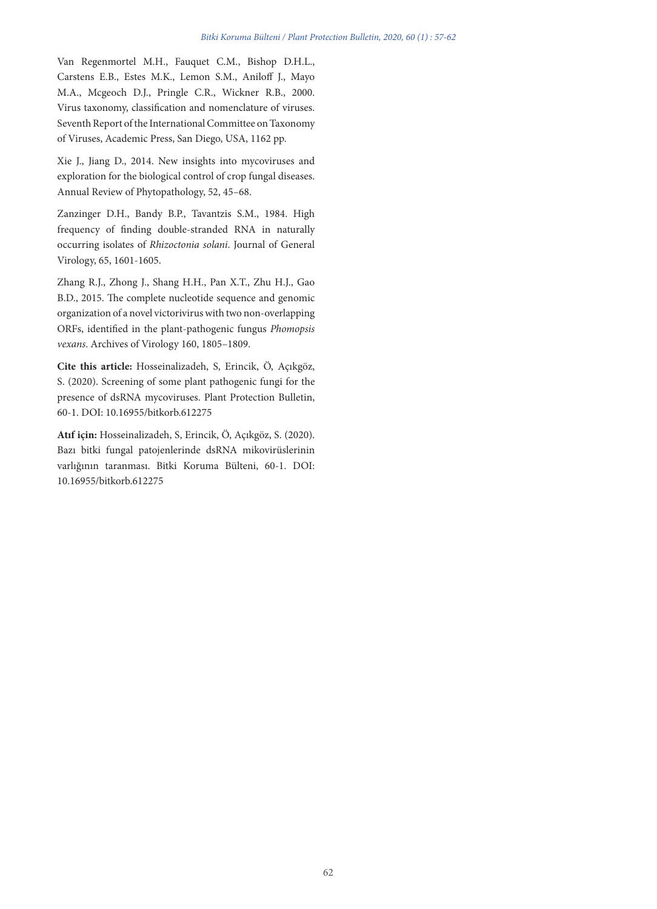Van Regenmortel M.H., Fauquet C.M., Bishop D.H.L., Carstens E.B., Estes M.K., Lemon S.M., Aniloff J., Mayo M.A., Mcgeoch D.J., Pringle C.R., Wickner R.B., 2000. Virus taxonomy, classification and nomenclature of viruses. Seventh Report of the International Committee on Taxonomy of Viruses, Academic Press, San Diego, USA, 1162 pp.

Xie J., Jiang D., 2014. New insights into mycoviruses and exploration for the biological control of crop fungal diseases. Annual Review of Phytopathology, 52, 45–68.

Zanzinger D.H., Bandy B.P., Tavantzis S.M., 1984. High frequency of finding double-stranded RNA in naturally occurring isolates of *Rhizoctonia solani*. Journal of General Virology, 65, 1601-1605.

Zhang R.J., Zhong J., Shang H.H., Pan X.T., Zhu H.J., Gao B.D., 2015. The complete nucleotide sequence and genomic organization of a novel victorivirus with two non-overlapping ORFs, identified in the plant-pathogenic fungus *Phomopsis vexans*. Archives of Virology 160, 1805–1809.

**Cite this article:** Hosseinalizadeh, S, Erincik, Ö, Açıkgöz, S. (2020). Screening of some plant pathogenic fungi for the presence of dsRNA mycoviruses. Plant Protection Bulletin, 60-1. DOI: 10.16955/bitkorb.612275

**Atıf için:** Hosseinalizadeh, S, Erincik, Ö, Açıkgöz, S. (2020). Bazı bitki fungal patojenlerinde dsRNA mikovirüslerinin varlığının taranması. Bitki Koruma Bülteni, 60-1. DOI: 10.16955/bitkorb.612275